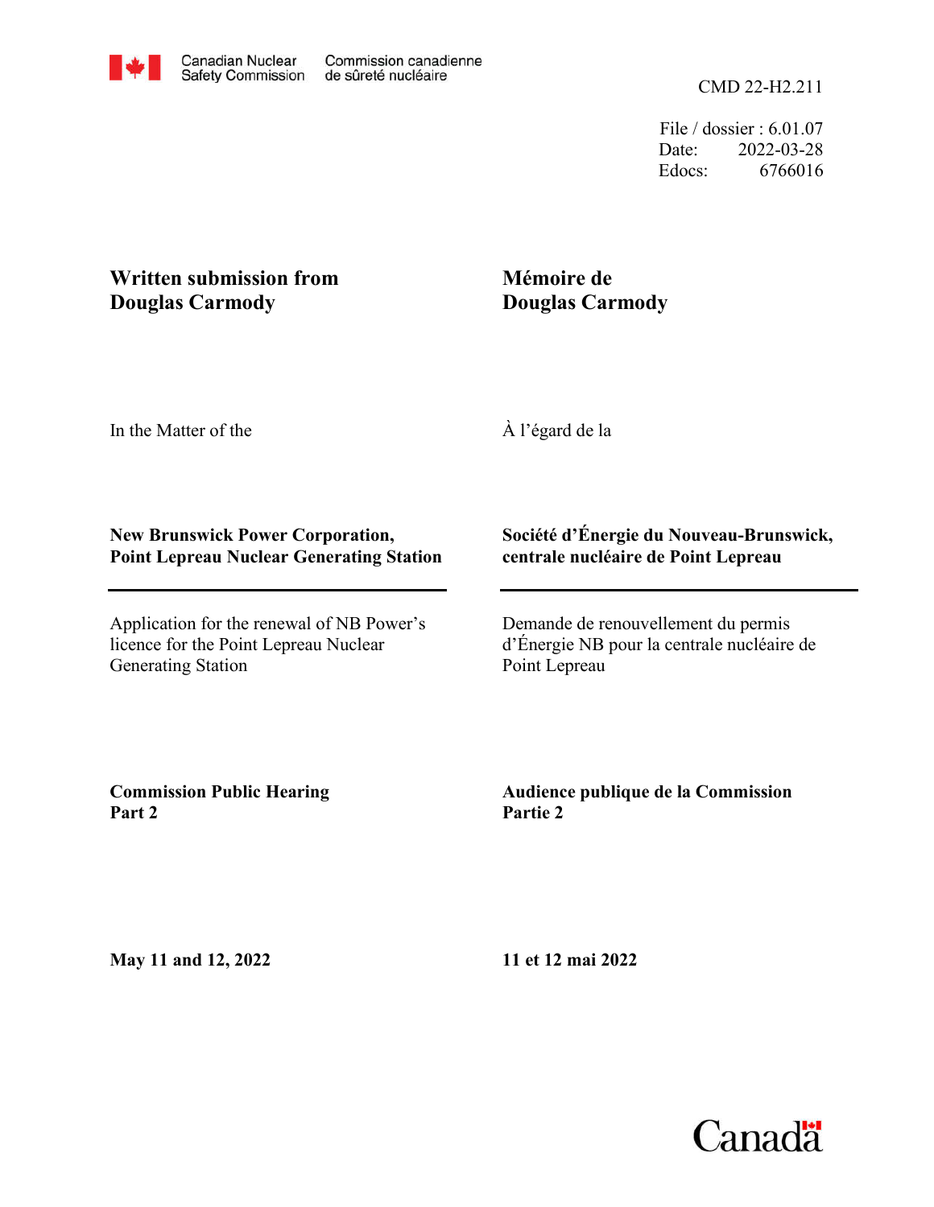Canadian Nuclear Safety Commission | Commission canadienne de sûreté nucléaire

CMD 22-H2.211

File / dossier : 6.01.07
Date: 2022-03-28
Edocs: 6766016

**Written submission from Douglas Carmody**

**Mémoire de Douglas Carmody**

In the Matter of the

À l'égard de la

**New Brunswick Power Corporation, Point Lepreau Nuclear Generating Station**

**Société d'Énergie du Nouveau-Brunswick, centrale nucléaire de Point Lepreau**

Application for the renewal of NB Power's licence for the Point Lepreau Nuclear Generating Station

Demande de renouvellement du permis d'Énergie NB pour la centrale nucléaire de Point Lepreau

**Commission Public Hearing Part 2**

**Audience publique de la Commission Partie 2**

**May 11 and 12, 2022**

**11 et 12 mai 2022**

Canada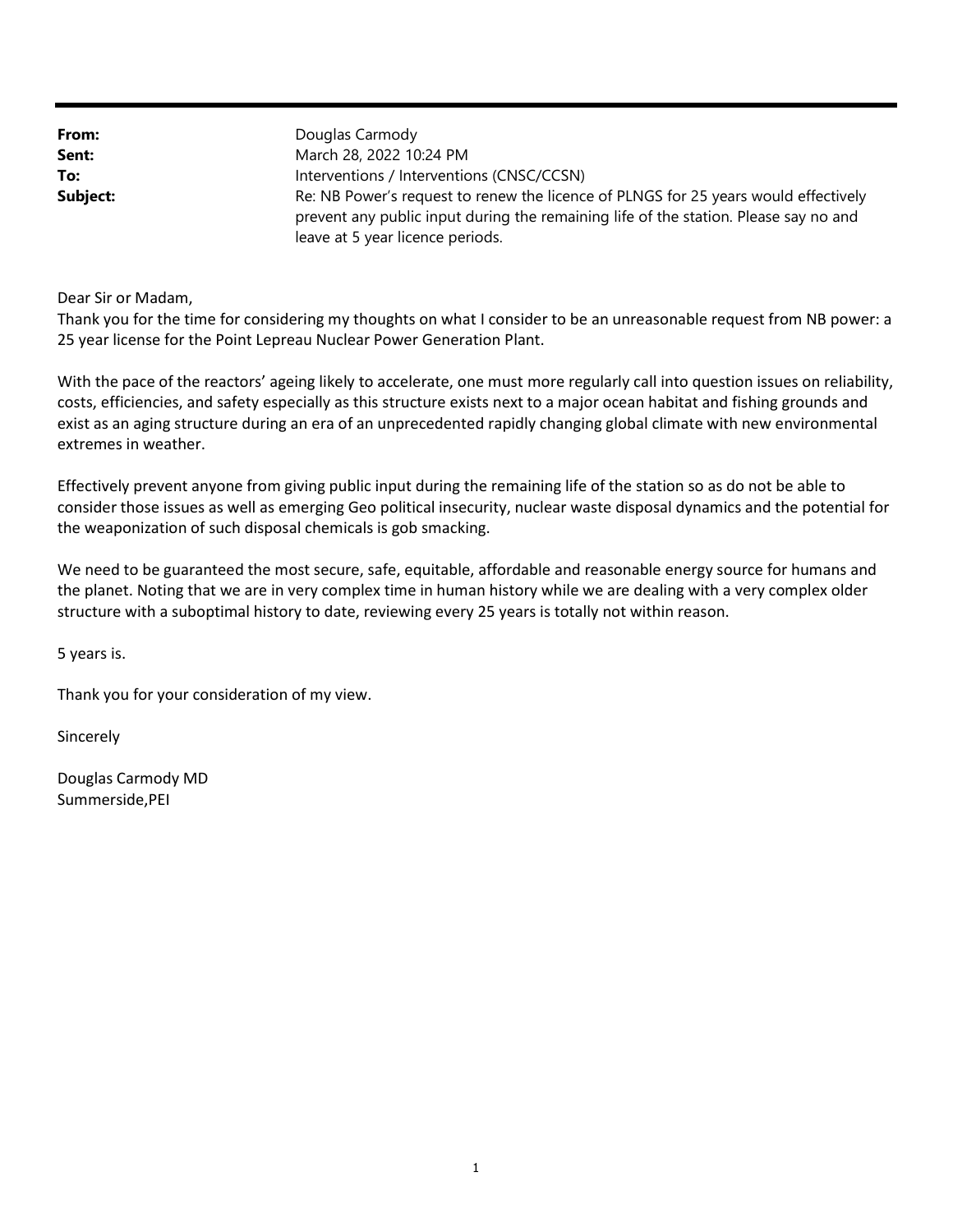| | |
|---|---|
| **From:** | Douglas Carmody |
| **Sent:** | March 28, 2022 10:24 PM |
| **To:** | Interventions / Interventions (CNSC/CCSN) |
| **Subject:** | Re: NB Power's request to renew the licence of PLNGS for 25 years would effectively prevent any public input during the remaining life of the station. Please say no and leave at 5 year licence periods. |

Dear Sir or Madam,

Thank you for the time for considering my thoughts on what I consider to be an unreasonable request from NB power: a 25 year license for the Point Lepreau Nuclear Power Generation Plant.

With the pace of the reactors' ageing likely to accelerate, one must more regularly call into question issues on reliability, costs, efficiencies, and safety especially as this structure exists next to a major ocean habitat and fishing grounds and exist as an aging structure during an era of an unprecedented rapidly changing global climate with new environmental extremes in weather.

Effectively prevent anyone from giving public input during the remaining life of the station so as do not be able to consider those issues as well as emerging Geo political insecurity, nuclear waste disposal dynamics and the potential for the weaponization of such disposal chemicals is gob smacking.

We need to be guaranteed the most secure, safe, equitable, affordable and reasonable energy source for humans and the planet. Noting that we are in very complex time in human history while we are dealing with a very complex older structure with a suboptimal history to date, reviewing every 25 years is totally not within reason.

5 years is.

Thank you for your consideration of my view.

Sincerely

Douglas Carmody MD
Summerside,PEI